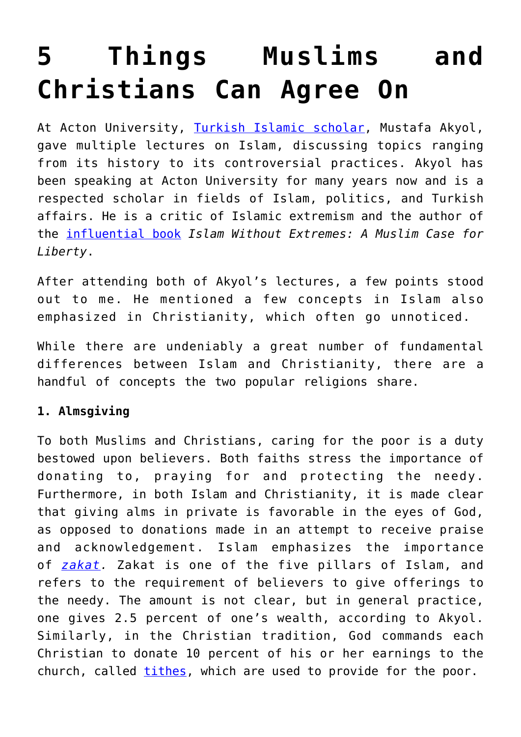# 5 Things Muslims and Christians Can Agree On

At Acton University, Turkish Islamic scholar, Mustafa Akyol, gave multiple lectures on Islam, discussing topics ranging from its history to its controversial practices. Akyol has been speaking at Acton University for many years now and is a respected scholar in fields of Islam, politics, and Turkish affairs. He is a critic of Islamic extremism and the author of the influential book *Islam Without Extremes: A Muslim Case for Liberty*.

After attending both of Akyol's lectures, a few points stood out to me. He mentioned a few concepts in Islam also emphasized in Christianity, which often go unnoticed.

While there are undeniably a great number of fundamental differences between Islam and Christianity, there are a handful of concepts the two popular religions share.

**1. Almsgiving**

To both Muslims and Christians, caring for the poor is a duty bestowed upon believers. Both faiths stress the importance of donating to, praying for and protecting the needy. Furthermore, in both Islam and Christianity, it is made clear that giving alms in private is favorable in the eyes of God, as opposed to donations made in an attempt to receive praise and acknowledgement. Islam emphasizes the importance of *zakat.* Zakat is one of the five pillars of Islam, and refers to the requirement of believers to give offerings to the needy. The amount is not clear, but in general practice, one gives 2.5 percent of one's wealth, according to Akyol. Similarly, in the Christian tradition, God commands each Christian to donate 10 percent of his or her earnings to the church, called tithes, which are used to provide for the poor.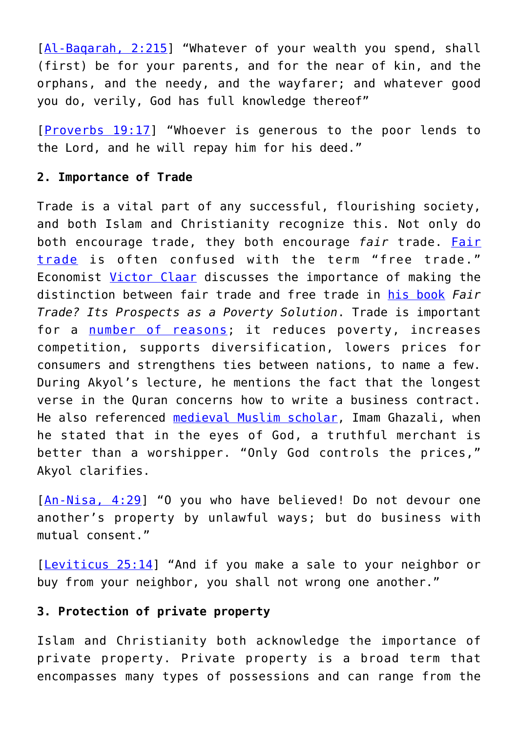[Al-Baqarah, 2:215] "Whatever of your wealth you spend, shall (first) be for your parents, and for the near of kin, and the orphans, and the needy, and the wayfarer; and whatever good you do, verily, God has full knowledge thereof"

[Proverbs 19:17] "Whoever is generous to the poor lends to the Lord, and he will repay him for his deed."

**2. Importance of Trade**

Trade is a vital part of any successful, flourishing society, and both Islam and Christianity recognize this. Not only do both encourage trade, they both encourage *fair* trade. Fair trade is often confused with the term "free trade." Economist Victor Claar discusses the importance of making the distinction between fair trade and free trade in his book *Fair Trade? Its Prospects as a Poverty Solution*. Trade is important for a number of reasons; it reduces poverty, increases competition, supports diversification, lowers prices for consumers and strengthens ties between nations, to name a few. During Akyol's lecture, he mentions the fact that the longest verse in the Quran concerns how to write a business contract. He also referenced medieval Muslim scholar, Imam Ghazali, when he stated that in the eyes of God, a truthful merchant is better than a worshipper. "Only God controls the prices," Akyol clarifies.

[An-Nisa, 4:29] "O you who have believed! Do not devour one another's property by unlawful ways; but do business with mutual consent."

[Leviticus 25:14] "And if you make a sale to your neighbor or buy from your neighbor, you shall not wrong one another."

**3. Protection of private property**

Islam and Christianity both acknowledge the importance of private property. Private property is a broad term that encompasses many types of possessions and can range from the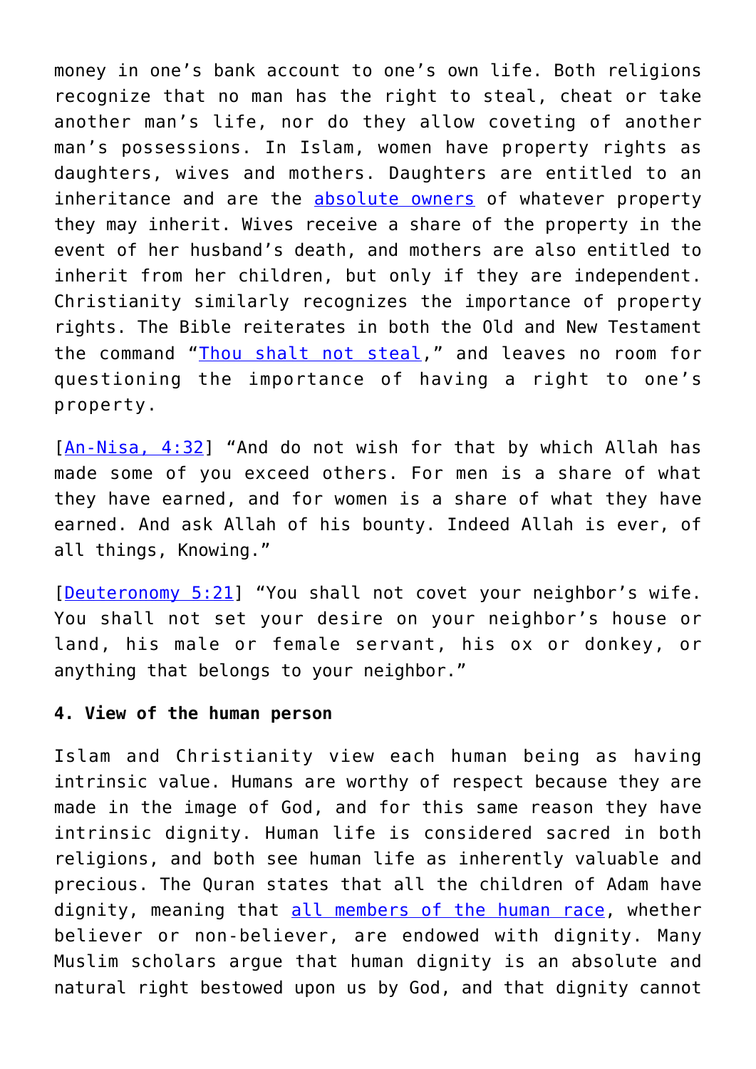money in one's bank account to one's own life. Both religions recognize that no man has the right to steal, cheat or take another man's life, nor do they allow coveting of another man's possessions. In Islam, women have property rights as daughters, wives and mothers. Daughters are entitled to an inheritance and are the absolute owners of whatever property they may inherit. Wives receive a share of the property in the event of her husband's death, and mothers are also entitled to inherit from her children, but only if they are independent. Christianity similarly recognizes the importance of property rights. The Bible reiterates in both the Old and New Testament the command "Thou shalt not steal," and leaves no room for questioning the importance of having a right to one's property.

[An-Nisa, 4:32] "And do not wish for that by which Allah has made some of you exceed others. For men is a share of what they have earned, and for women is a share of what they have earned. And ask Allah of his bounty. Indeed Allah is ever, of all things, Knowing."

[Deuteronomy 5:21] "You shall not covet your neighbor's wife. You shall not set your desire on your neighbor's house or land, his male or female servant, his ox or donkey, or anything that belongs to your neighbor."

**4. View of the human person**

Islam and Christianity view each human being as having intrinsic value. Humans are worthy of respect because they are made in the image of God, and for this same reason they have intrinsic dignity. Human life is considered sacred in both religions, and both see human life as inherently valuable and precious. The Quran states that all the children of Adam have dignity, meaning that all members of the human race, whether believer or non-believer, are endowed with dignity. Many Muslim scholars argue that human dignity is an absolute and natural right bestowed upon us by God, and that dignity cannot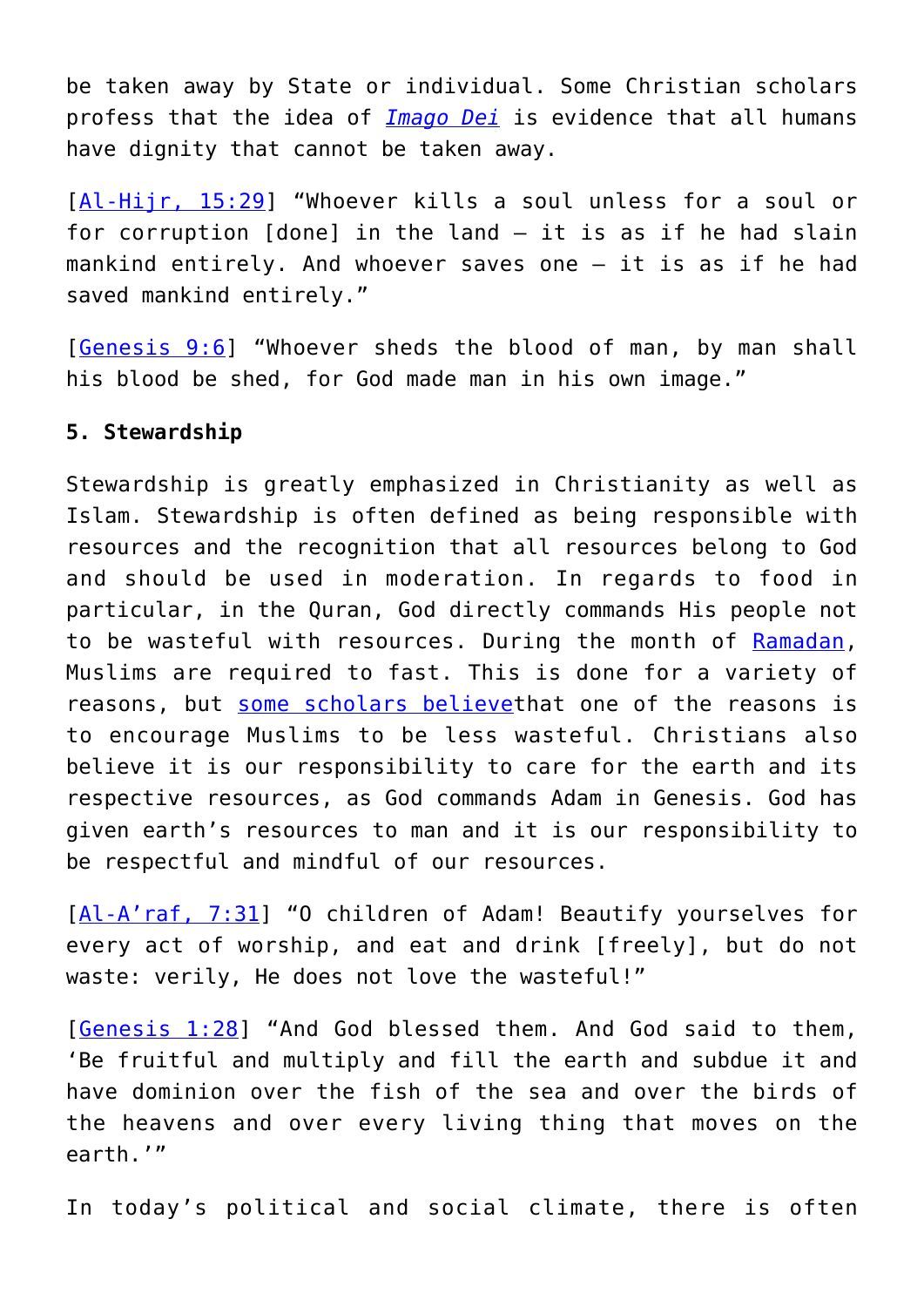be taken away by State or individual. Some Christian scholars profess that the idea of *Imago Dei* is evidence that all humans have dignity that cannot be taken away.

[Al-Hijr, 15:29] "Whoever kills a soul unless for a soul or for corruption [done] in the land – it is as if he had slain mankind entirely. And whoever saves one – it is as if he had saved mankind entirely."

[Genesis 9:6] "Whoever sheds the blood of man, by man shall his blood be shed, for God made man in his own image."

**5. Stewardship**

Stewardship is greatly emphasized in Christianity as well as Islam. Stewardship is often defined as being responsible with resources and the recognition that all resources belong to God and should be used in moderation. In regards to food in particular, in the Quran, God directly commands His people not to be wasteful with resources. During the month of Ramadan, Muslims are required to fast. This is done for a variety of reasons, but some scholars believethat one of the reasons is to encourage Muslims to be less wasteful. Christians also believe it is our responsibility to care for the earth and its respective resources, as God commands Adam in Genesis. God has given earth's resources to man and it is our responsibility to be respectful and mindful of our resources.

[Al-A'raf, 7:31] "O children of Adam! Beautify yourselves for every act of worship, and eat and drink [freely], but do not waste: verily, He does not love the wasteful!"

[Genesis 1:28] "And God blessed them. And God said to them, 'Be fruitful and multiply and fill the earth and subdue it and have dominion over the fish of the sea and over the birds of the heavens and over every living thing that moves on the earth.'"

In today's political and social climate, there is often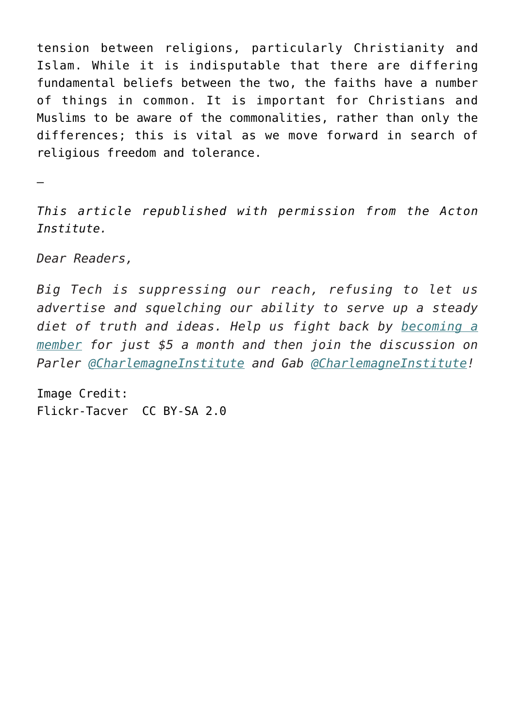tension between religions, particularly Christianity and Islam. While it is indisputable that there are differing fundamental beliefs between the two, the faiths have a number of things in common. It is important for Christians and Muslims to be aware of the commonalities, rather than only the differences; this is vital as we move forward in search of religious freedom and tolerance.

—

*This article republished with permission from the Acton Institute.*

*Dear Readers,*

*Big Tech is suppressing our reach, refusing to let us advertise and squelching our ability to serve up a steady diet of truth and ideas. Help us fight back by becoming a member for just $5 a month and then join the discussion on Parler @CharlemagneInstitute and Gab @CharlemagneInstitute!*

Image Credit:
Flickr-Tacver CC BY-SA 2.0